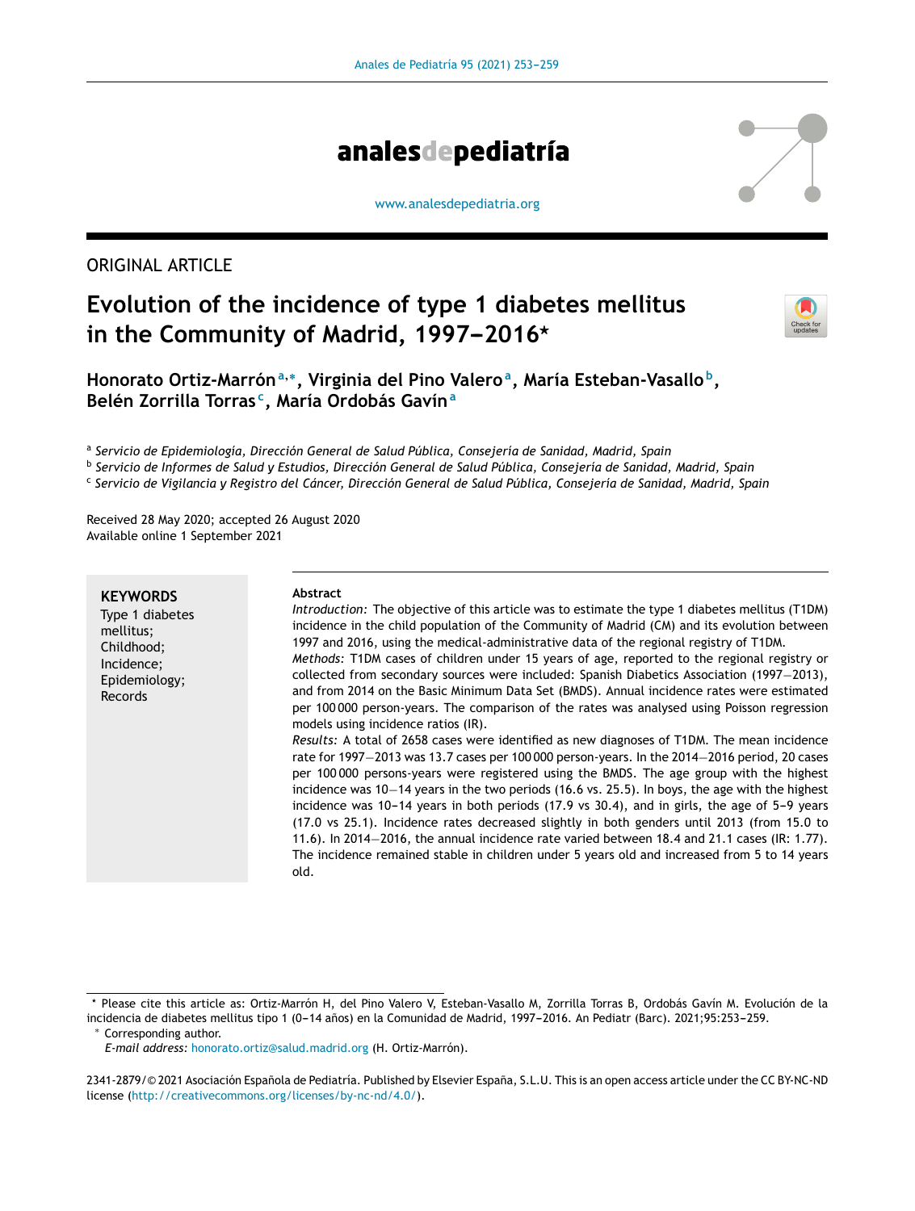ORIGINAL ARTICLE

# Evolution of the incidence of type 1 diabetes mellitus in the Community of Madrid, 1997–2016☆

**Honorato Ortiz-Marrón**[a,∗], **Virginia del Pino Valero**[a], **María Esteban-Vasallo**[b], **Belén Zorrilla Torras**[c], **María Ordobás Gavín**[a]

[a] *Servicio de Epidemiología, Dirección General de Salud Pública, Consejería de Sanidad, Madrid, Spain*
[b] *Servicio de Informes de Salud y Estudios, Dirección General de Salud Pública, Consejería de Sanidad, Madrid, Spain*
[c] *Servicio de Vigilancia y Registro del Cáncer, Dirección General de Salud Pública, Consejería de Sanidad, Madrid, Spain*

Received 28 May 2020; accepted 26 August 2020
Available online 1 September 2021

**KEYWORDS**
Type 1 diabetes mellitus;
Childhood;
Incidence;
Epidemiology;
Records

**Abstract**

*Introduction:* The objective of this article was to estimate the type 1 diabetes mellitus (T1DM) incidence in the child population of the Community of Madrid (CM) and its evolution between 1997 and 2016, using the medical-administrative data of the regional registry of T1DM.

*Methods:* T1DM cases of children under 15 years of age, reported to the regional registry or collected from secondary sources were included: Spanish Diabetics Association (1997–2013), and from 2014 on the Basic Minimum Data Set (BMDS). Annual incidence rates were estimated per 100 000 person-years. The comparison of the rates was analysed using Poisson regression models using incidence ratios (IR).

*Results:* A total of 2658 cases were identified as new diagnoses of T1DM. The mean incidence rate for 1997–2013 was 13.7 cases per 100 000 person-years. In the 2014–2016 period, 20 cases per 100 000 persons-years were registered using the BMDS. The age group with the highest incidence was 10–14 years in the two periods (16.6 vs. 25.5). In boys, the age with the highest incidence was 10–14 years in both periods (17.9 vs 30.4), and in girls, the age of 5–9 years (17.0 vs 25.1). Incidence rates decreased slightly in both genders until 2013 (from 15.0 to 11.6). In 2014–2016, the annual incidence rate varied between 18.4 and 21.1 cases (IR: 1.77). The incidence remained stable in children under 5 years old and increased from 5 to 14 years old.

☆ Please cite this article as: Ortiz-Marrón H, del Pino Valero V, Esteban-Vasallo M, Zorrilla Torras B, Ordobás Gavín M. Evolución de la incidencia de diabetes mellitus tipo 1 (0–14 años) en la Comunidad de Madrid, 1997–2016. An Pediatr (Barc). 2021;95:253–259.

∗ Corresponding author.
*E-mail address:* honorato.ortiz@salud.madrid.org (H. Ortiz-Marrón).

2341-2879/© 2021 Asociación Española de Pediatría. Published by Elsevier España, S.L.U. This is an open access article under the CC BY-NC-ND license (http://creativecommons.org/licenses/by-nc-nd/4.0/).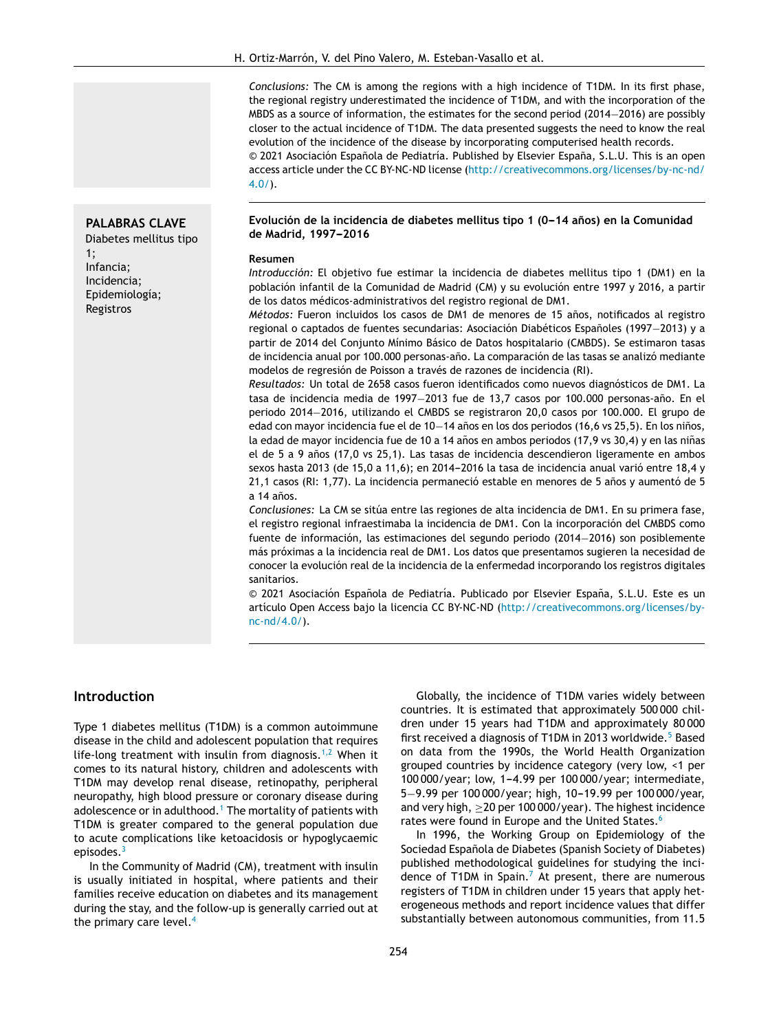*Conclusions:* The CM is among the regions with a high incidence of T1DM. In its first phase, the regional registry underestimated the incidence of T1DM, and with the incorporation of the MBDS as a source of information, the estimates for the second period (2014–2016) are possibly closer to the actual incidence of T1DM. The data presented suggests the need to know the real evolution of the incidence of the disease by incorporating computerised health records.

© 2021 Asociación Española de Pediatría. Published by Elsevier España, S.L.U. This is an open access article under the CC BY-NC-ND license (http://creativecommons.org/licenses/by-nc-nd/4.0/).

**PALABRAS CLAVE**
Diabetes mellitus tipo 1;
Infancia;
Incidencia;
Epidemiología;
Registros

**Evolución de la incidencia de diabetes mellitus tipo 1 (0–14 años) en la Comunidad de Madrid, 1997–2016**

**Resumen**

*Introducción:* El objetivo fue estimar la incidencia de diabetes mellitus tipo 1 (DM1) en la población infantil de la Comunidad de Madrid (CM) y su evolución entre 1997 y 2016, a partir de los datos médicos-administrativos del registro regional de DM1.

*Métodos:* Fueron incluidos los casos de DM1 de menores de 15 años, notificados al registro regional o captados de fuentes secundarias: Asociación Diabéticos Españoles (1997–2013) y a partir de 2014 del Conjunto Mínimo Básico de Datos hospitalario (CMBDS). Se estimaron tasas de incidencia anual por 100.000 personas-año. La comparación de las tasas se analizó mediante modelos de regresión de Poisson a través de razones de incidencia (RI).

*Resultados:* Un total de 2658 casos fueron identificados como nuevos diagnósticos de DM1. La tasa de incidencia media de 1997–2013 fue de 13,7 casos por 100.000 personas-año. En el periodo 2014–2016, utilizando el CMBDS se registraron 20,0 casos por 100.000. El grupo de edad con mayor incidencia fue el de 10–14 años en los dos periodos (16,6 vs 25,5). En los niños, la edad de mayor incidencia fue de 10 a 14 años en ambos periodos (17,9 vs 30,4) y en las niñas el de 5 a 9 años (17,0 vs 25,1). Las tasas de incidencia descendieron ligeramente en ambos sexos hasta 2013 (de 15,0 a 11,6); en 2014–2016 la tasa de incidencia anual varió entre 18,4 y 21,1 casos (RI: 1,77). La incidencia permaneció estable en menores de 5 años y aumentó de 5 a 14 años.

*Conclusiones:* La CM se sitúa entre las regiones de alta incidencia de DM1. En su primera fase, el registro regional infraestimaba la incidencia de DM1. Con la incorporación del CMBDS como fuente de información, las estimaciones del segundo periodo (2014–2016) son posiblemente más próximas a la incidencia real de DM1. Los datos que presentamos sugieren la necesidad de conocer la evolución real de la incidencia de la enfermedad incorporando los registros digitales sanitarios.

© 2021 Asociación Española de Pediatría. Publicado por Elsevier España, S.L.U. Este es un artículo Open Access bajo la licencia CC BY-NC-ND (http://creativecommons.org/licenses/by-nc-nd/4.0/).

## Introduction

Type 1 diabetes mellitus (T1DM) is a common autoimmune disease in the child and adolescent population that requires life-long treatment with insulin from diagnosis.[1,2] When it comes to its natural history, children and adolescents with T1DM may develop renal disease, retinopathy, peripheral neuropathy, high blood pressure or coronary disease during adolescence or in adulthood.[1] The mortality of patients with T1DM is greater compared to the general population due to acute complications like ketoacidosis or hypoglycaemic episodes.[3]

In the Community of Madrid (CM), treatment with insulin is usually initiated in hospital, where patients and their families receive education on diabetes and its management during the stay, and the follow-up is generally carried out at the primary care level.[4]

Globally, the incidence of T1DM varies widely between countries. It is estimated that approximately 500 000 children under 15 years had T1DM and approximately 80 000 first received a diagnosis of T1DM in 2013 worldwide.[5] Based on data from the 1990s, the World Health Organization grouped countries by incidence category (very low, <1 per 100 000/year; low, 1–4.99 per 100 000/year; intermediate, 5–9.99 per 100 000/year; high, 10–19.99 per 100 000/year, and very high, ≥20 per 100 000/year). The highest incidence rates were found in Europe and the United States.[6]

In 1996, the Working Group on Epidemiology of the Sociedad Española de Diabetes (Spanish Society of Diabetes) published methodological guidelines for studying the incidence of T1DM in Spain.[7] At present, there are numerous registers of T1DM in children under 15 years that apply heterogeneous methods and report incidence values that differ substantially between autonomous communities, from 11.5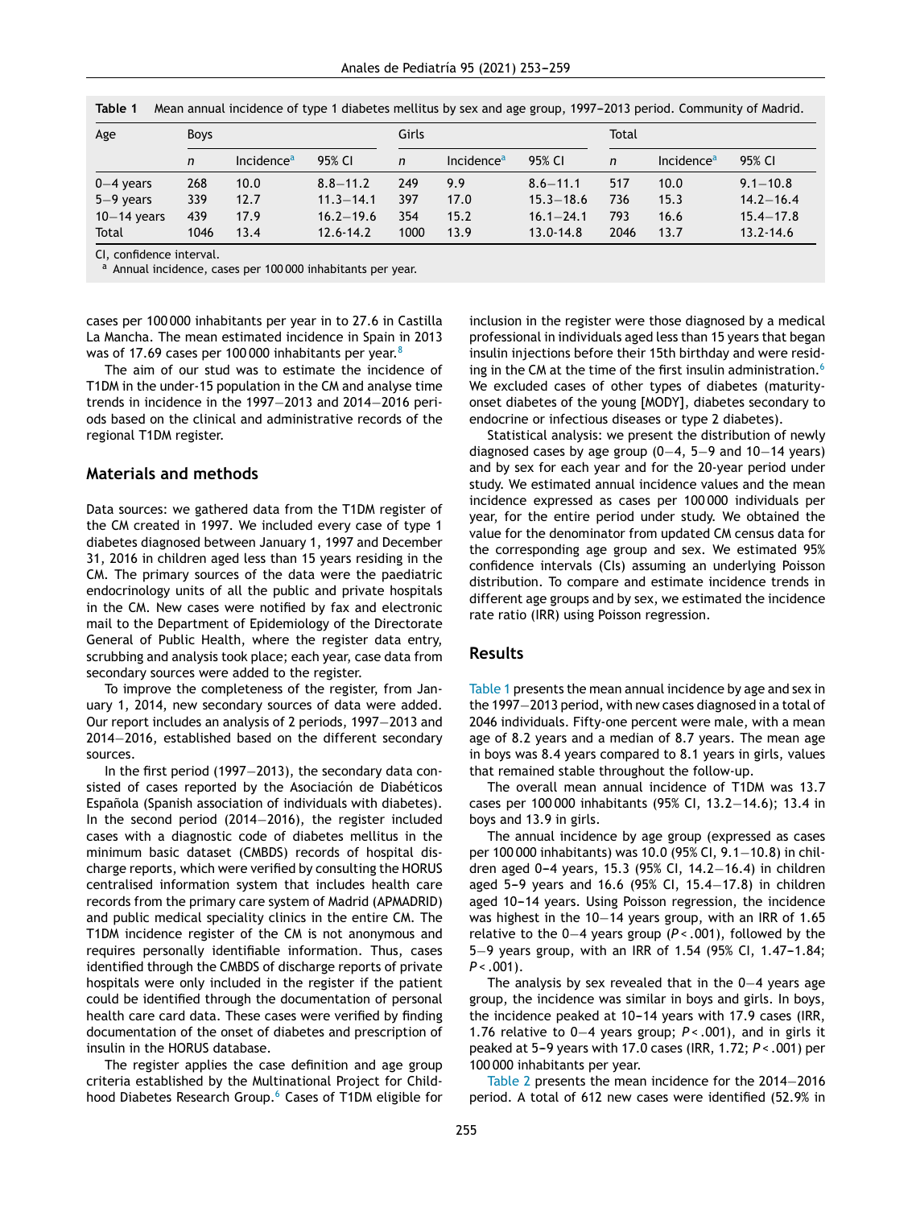**Table 1** Mean annual incidence of type 1 diabetes mellitus by sex and age group, 1997–2013 period. Community of Madrid.

| Age | Boys | | | Girls | | | Total | | |
|---|---|---|---|---|---|---|---|---|---|
| | *n* | Incidence[a] | 95% CI | *n* | Incidence[a] | 95% CI | *n* | Incidence[a] | 95% CI |
| 0–4 years | 268 | 10.0 | 8.8–11.2 | 249 | 9.9 | 8.6–11.1 | 517 | 10.0 | 9.1–10.8 |
| 5–9 years | 339 | 12.7 | 11.3–14.1 | 397 | 17.0 | 15.3–18.6 | 736 | 15.3 | 14.2–16.4 |
| 10–14 years | 439 | 17.9 | 16.2–19.6 | 354 | 15.2 | 16.1–24.1 | 793 | 16.6 | 15.4–17.8 |
| Total | 1046 | 13.4 | 12.6-14.2 | 1000 | 13.9 | 13.0-14.8 | 2046 | 13.7 | 13.2-14.6 |

CI, confidence interval.
[a] Annual incidence, cases per 100 000 inhabitants per year.

cases per 100 000 inhabitants per year in to 27.6 in Castilla La Mancha. The mean estimated incidence in Spain in 2013 was of 17.69 cases per 100 000 inhabitants per year.[8]

The aim of our stud was to estimate the incidence of T1DM in the under-15 population in the CM and analyse time trends in incidence in the 1997–2013 and 2014–2016 periods based on the clinical and administrative records of the regional T1DM register.

## Materials and methods

Data sources: we gathered data from the T1DM register of the CM created in 1997. We included every case of type 1 diabetes diagnosed between January 1, 1997 and December 31, 2016 in children aged less than 15 years residing in the CM. The primary sources of the data were the paediatric endocrinology units of all the public and private hospitals in the CM. New cases were notified by fax and electronic mail to the Department of Epidemiology of the Directorate General of Public Health, where the register data entry, scrubbing and analysis took place; each year, case data from secondary sources were added to the register.

To improve the completeness of the register, from January 1, 2014, new secondary sources of data were added. Our report includes an analysis of 2 periods, 1997–2013 and 2014–2016, established based on the different secondary sources.

In the first period (1997–2013), the secondary data consisted of cases reported by the Asociación de Diabéticos Española (Spanish association of individuals with diabetes). In the second period (2014–2016), the register included cases with a diagnostic code of diabetes mellitus in the minimum basic dataset (CMBDS) records of hospital discharge reports, which were verified by consulting the HORUS centralised information system that includes health care records from the primary care system of Madrid (APMADRID) and public medical speciality clinics in the entire CM. The T1DM incidence register of the CM is not anonymous and requires personally identifiable information. Thus, cases identified through the CMBDS of discharge reports of private hospitals were only included in the register if the patient could be identified through the documentation of personal health care card data. These cases were verified by finding documentation of the onset of diabetes and prescription of insulin in the HORUS database.

The register applies the case definition and age group criteria established by the Multinational Project for Childhood Diabetes Research Group.[6] Cases of T1DM eligible for inclusion in the register were those diagnosed by a medical professional in individuals aged less than 15 years that began insulin injections before their 15th birthday and were residing in the CM at the time of the first insulin administration.[6] We excluded cases of other types of diabetes (maturity-onset diabetes of the young [MODY], diabetes secondary to endocrine or infectious diseases or type 2 diabetes).

Statistical analysis: we present the distribution of newly diagnosed cases by age group (0–4, 5–9 and 10–14 years) and by sex for each year and for the 20-year period under study. We estimated annual incidence values and the mean incidence expressed as cases per 100 000 individuals per year, for the entire period under study. We obtained the value for the denominator from updated CM census data for the corresponding age group and sex. We estimated 95% confidence intervals (CIs) assuming an underlying Poisson distribution. To compare and estimate incidence trends in different age groups and by sex, we estimated the incidence rate ratio (IRR) using Poisson regression.

## Results

Table 1 presents the mean annual incidence by age and sex in the 1997–2013 period, with new cases diagnosed in a total of 2046 individuals. Fifty-one percent were male, with a mean age of 8.2 years and a median of 8.7 years. The mean age in boys was 8.4 years compared to 8.1 years in girls, values that remained stable throughout the follow-up.

The overall mean annual incidence of T1DM was 13.7 cases per 100 000 inhabitants (95% CI, 13.2–14.6); 13.4 in boys and 13.9 in girls.

The annual incidence by age group (expressed as cases per 100 000 inhabitants) was 10.0 (95% CI, 9.1–10.8) in children aged 0-4 years, 15.3 (95% CI, 14.2–16.4) in children aged 5-9 years and 16.6 (95% CI, 15.4–17.8) in children aged 10-14 years. Using Poisson regression, the incidence was highest in the 10–14 years group, with an IRR of 1.65 relative to the 0–4 years group ($P < .001$), followed by the 5–9 years group, with an IRR of 1.54 (95% CI, 1.47-1.84; $P < .001$).

The analysis by sex revealed that in the 0–4 years age group, the incidence was similar in boys and girls. In boys, the incidence peaked at 10-14 years with 17.9 cases (IRR, 1.76 relative to 0–4 years group; $P < .001$), and in girls it peaked at 5-9 years with 17.0 cases (IRR, 1.72; $P < .001$) per 100 000 inhabitants per year.

Table 2 presents the mean incidence for the 2014–2016 period. A total of 612 new cases were identified (52.9% in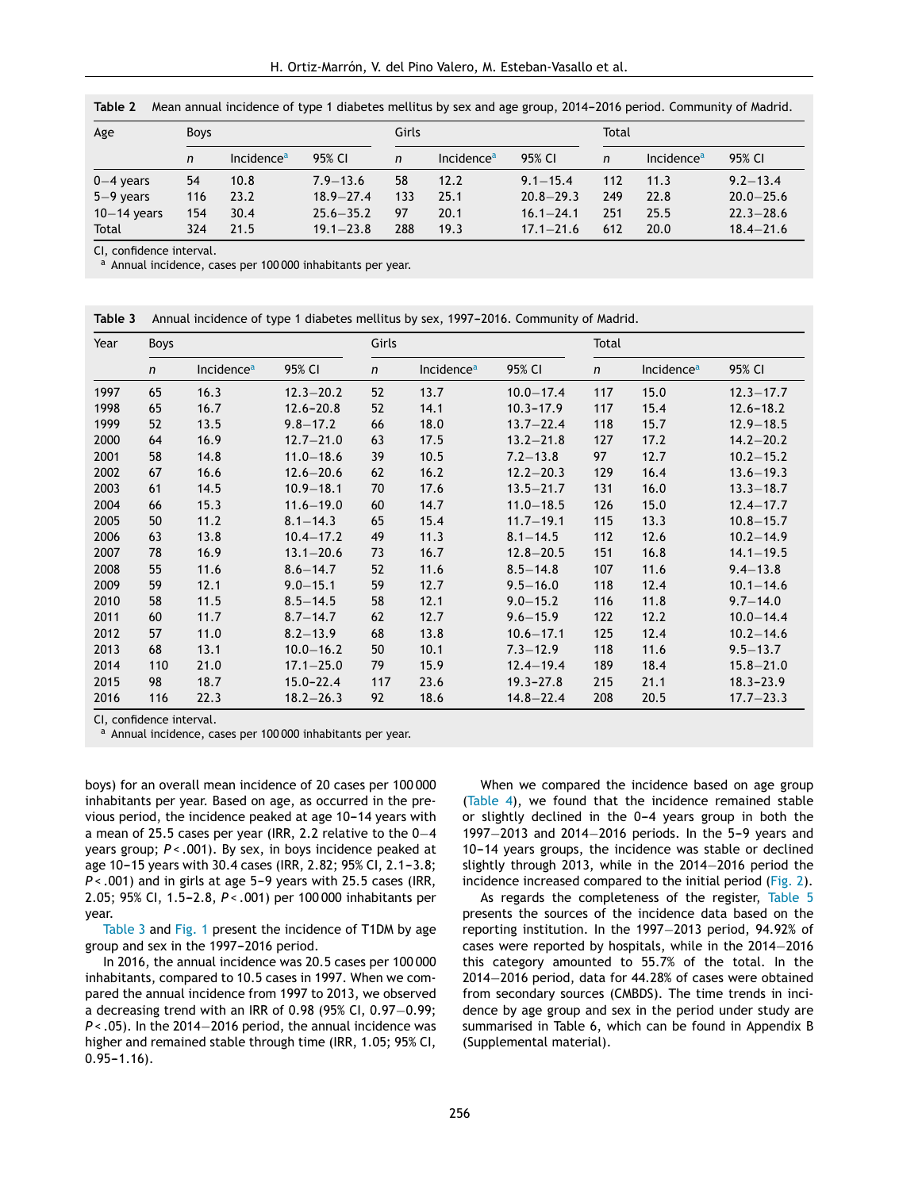**Table 2** Mean annual incidence of type 1 diabetes mellitus by sex and age group, 2014-2016 period. Community of Madrid.

| Age | Boys | | | Girls | | | Total | | |
|---|---|---|---|---|---|---|---|---|---|
| | *n* | Incidence[a] | 95% CI | *n* | Incidence[a] | 95% CI | *n* | Incidence[a] | 95% CI |
| 0–4 years | 54 | 10.8 | 7.9–13.6 | 58 | 12.2 | 9.1–15.4 | 112 | 11.3 | 9.2–13.4 |
| 5–9 years | 116 | 23.2 | 18.9–27.4 | 133 | 25.1 | 20.8–29.3 | 249 | 22.8 | 20.0–25.6 |
| 10–14 years | 154 | 30.4 | 25.6–35.2 | 97 | 20.1 | 16.1–24.1 | 251 | 25.5 | 22.3–28.6 |
| Total | 324 | 21.5 | 19.1–23.8 | 288 | 19.3 | 17.1–21.6 | 612 | 20.0 | 18.4–21.6 |

CI, confidence interval.
[a] Annual incidence, cases per 100 000 inhabitants per year.

**Table 3** Annual incidence of type 1 diabetes mellitus by sex, 1997-2016. Community of Madrid.

| Year | Boys | | | Girls | | | Total | | |
|---|---|---|---|---|---|---|---|---|---|
| | *n* | Incidence[a] | 95% CI | *n* | Incidence[a] | 95% CI | *n* | Incidence[a] | 95% CI |
| 1997 | 65 | 16.3 | 12.3–20.2 | 52 | 13.7 | 10.0–17.4 | 117 | 15.0 | 12.3–17.7 |
| 1998 | 65 | 16.7 | 12.6–20.8 | 52 | 14.1 | 10.3–17.9 | 117 | 15.4 | 12.6–18.2 |
| 1999 | 52 | 13.5 | 9.8–17.2 | 66 | 18.0 | 13.7–22.4 | 118 | 15.7 | 12.9–18.5 |
| 2000 | 64 | 16.9 | 12.7–21.0 | 63 | 17.5 | 13.2–21.8 | 127 | 17.2 | 14.2–20.2 |
| 2001 | 58 | 14.8 | 11.0–18.6 | 39 | 10.5 | 7.2–13.8 | 97 | 12.7 | 10.2–15.2 |
| 2002 | 67 | 16.6 | 12.6–20.6 | 62 | 16.2 | 12.2–20.3 | 129 | 16.4 | 13.6–19.3 |
| 2003 | 61 | 14.5 | 10.9–18.1 | 70 | 17.6 | 13.5–21.7 | 131 | 16.0 | 13.3–18.7 |
| 2004 | 66 | 15.3 | 11.6–19.0 | 60 | 14.7 | 11.0–18.5 | 126 | 15.0 | 12.4–17.7 |
| 2005 | 50 | 11.2 | 8.1–14.3 | 65 | 15.4 | 11.7–19.1 | 115 | 13.3 | 10.8–15.7 |
| 2006 | 63 | 13.8 | 10.4–17.2 | 49 | 11.3 | 8.1–14.5 | 112 | 12.6 | 10.2–14.9 |
| 2007 | 78 | 16.9 | 13.1–20.6 | 73 | 16.7 | 12.8–20.5 | 151 | 16.8 | 14.1–19.5 |
| 2008 | 55 | 11.6 | 8.6–14.7 | 52 | 11.6 | 8.5–14.8 | 107 | 11.6 | 9.4–13.8 |
| 2009 | 59 | 12.1 | 9.0–15.1 | 59 | 12.7 | 9.5–16.0 | 118 | 12.4 | 10.1–14.6 |
| 2010 | 58 | 11.5 | 8.5–14.5 | 58 | 12.1 | 9.0–15.2 | 116 | 11.8 | 9.7–14.0 |
| 2011 | 60 | 11.7 | 8.7–14.7 | 62 | 12.7 | 9.6–15.9 | 122 | 12.2 | 10.0–14.4 |
| 2012 | 57 | 11.0 | 8.2–13.9 | 68 | 13.8 | 10.6–17.1 | 125 | 12.4 | 10.2–14.6 |
| 2013 | 68 | 13.1 | 10.0–16.2 | 50 | 10.1 | 7.3–12.9 | 118 | 11.6 | 9.5–13.7 |
| 2014 | 110 | 21.0 | 17.1–25.0 | 79 | 15.9 | 12.4–19.4 | 189 | 18.4 | 15.8–21.0 |
| 2015 | 98 | 18.7 | 15.0–22.4 | 117 | 23.6 | 19.3–27.8 | 215 | 21.1 | 18.3–23.9 |
| 2016 | 116 | 22.3 | 18.2–26.3 | 92 | 18.6 | 14.8–22.4 | 208 | 20.5 | 17.7–23.3 |

CI, confidence interval.
[a] Annual incidence, cases per 100 000 inhabitants per year.

boys) for an overall mean incidence of 20 cases per 100 000 inhabitants per year. Based on age, as occurred in the previous period, the incidence peaked at age 10–14 years with a mean of 25.5 cases per year (IRR, 2.2 relative to the 0–4 years group; $P < .001$). By sex, in boys incidence peaked at age 10–15 years with 30.4 cases (IRR, 2.82; 95% CI, 2.1–3.8; $P < .001$) and in girls at age 5–9 years with 25.5 cases (IRR, 2.05; 95% CI, 1.5–2.8, $P < .001$) per 100 000 inhabitants per year.

Table 3 and Fig. 1 present the incidence of T1DM by age group and sex in the 1997–2016 period.

In 2016, the annual incidence was 20.5 cases per 100 000 inhabitants, compared to 10.5 cases in 1997. When we compared the annual incidence from 1997 to 2013, we observed a decreasing trend with an IRR of 0.98 (95% CI, 0.97–0.99; $P < .05$). In the 2014–2016 period, the annual incidence was higher and remained stable through time (IRR, 1.05; 95% CI, 0.95–1.16).

When we compared the incidence based on age group (Table 4), we found that the incidence remained stable or slightly declined in the 0–4 years group in both the 1997–2013 and 2014–2016 periods. In the 5–9 years and 10–14 years groups, the incidence was stable or declined slightly through 2013, while in the 2014–2016 period the incidence increased compared to the initial period (Fig. 2).

As regards the completeness of the register, Table 5 presents the sources of the incidence data based on the reporting institution. In the 1997–2013 period, 94.92% of cases were reported by hospitals, while in the 2014–2016 this category amounted to 55.7% of the total. In the 2014–2016 period, data for 44.28% of cases were obtained from secondary sources (CMBDS). The time trends in incidence by age group and sex in the period under study are summarised in Table 6, which can be found in Appendix B (Supplemental material).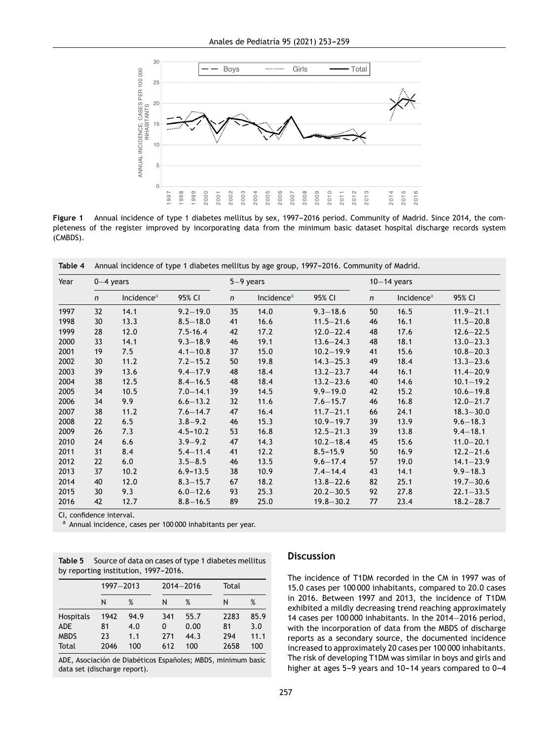**Figure 1** Annual incidence of type 1 diabetes mellitus by sex, 1997–2016 period. Community of Madrid. Since 2014, the completeness of the register improved by incorporating data from the minimum basic dataset hospital discharge records system (CMBDS).

**Table 4** Annual incidence of type 1 diabetes mellitus by age group, 1997–2016. Community of Madrid.

| Year | 0–4 years | | | 5–9 years | | | 10–14 years | | |
|---|---|---|---|---|---|---|---|---|---|
| | *n* | Incidence[a] | 95% CI | *n* | Incidence[a] | 95% CI | *n* | Incidence[a] | 95% CI |
| 1997 | 32 | 14.1 | 9.2–19.0 | 35 | 14.0 | 9.3–18.6 | 50 | 16.5 | 11.9–21.1 |
| 1998 | 30 | 13.3 | 8.5–18.0 | 41 | 16.6 | 11.5–21.6 | 46 | 16.1 | 11.5–20.8 |
| 1999 | 28 | 12.0 | 7.5-16.4 | 42 | 17.2 | 12.0–22.4 | 48 | 17.6 | 12.6–22.5 |
| 2000 | 33 | 14.1 | 9.3–18.9 | 46 | 19.1 | 13.6–24.3 | 48 | 18.1 | 13.0–23.3 |
| 2001 | 19 | 7.5 | 4.1–10.8 | 37 | 15.0 | 10.2–19.9 | 41 | 15.6 | 10.8–20.3 |
| 2002 | 30 | 11.2 | 7.2–15.2 | 50 | 19.8 | 14.3–25.3 | 49 | 18.4 | 13.3–23.6 |
| 2003 | 39 | 13.6 | 9.4–17.9 | 48 | 18.4 | 13.2–23.7 | 44 | 16.1 | 11.4–20.9 |
| 2004 | 38 | 12.5 | 8.4–16.5 | 48 | 18.4 | 13.2–23.6 | 40 | 14.6 | 10.1–19.2 |
| 2005 | 34 | 10.5 | 7.0–14.1 | 39 | 14.5 | 9.9–19.0 | 42 | 15.2 | 10.6–19.8 |
| 2006 | 34 | 9.9 | 6.6–13.2 | 32 | 11.6 | 7.6–15.7 | 46 | 16.8 | 12.0–21.7 |
| 2007 | 38 | 11.2 | 7.6–14.7 | 47 | 16.4 | 11.7–21.1 | 66 | 24.1 | 18.3–30.0 |
| 2008 | 22 | 6.5 | 3.8–9.2 | 46 | 15.3 | 10.9–19.7 | 39 | 13.9 | 9.6–18.3 |
| 2009 | 26 | 7.3 | 4.5–10.2 | 53 | 16.8 | 12.5–21.3 | 39 | 13.8 | 9.4–18.1 |
| 2010 | 24 | 6.6 | 3.9–9.2 | 47 | 14.3 | 10.2–18.4 | 45 | 15.6 | 11.0–20.1 |
| 2011 | 31 | 8.4 | 5.4–11.4 | 41 | 12.2 | 8.5–15.9 | 50 | 16.9 | 12.2–21.6 |
| 2012 | 22 | 6.0 | 3.5–8.5 | 46 | 13.5 | 9.6–17.4 | 57 | 19.0 | 14.1–23.9 |
| 2013 | 37 | 10.2 | 6.9–13.5 | 38 | 10.9 | 7.4–14.4 | 43 | 14.1 | 9.9–18.3 |
| 2014 | 40 | 12.0 | 8.3–15.7 | 67 | 18.2 | 13.8–22.6 | 82 | 25.1 | 19.7–30.6 |
| 2015 | 30 | 9.3 | 6.0–12.6 | 93 | 25.3 | 20.2–30.5 | 92 | 27.8 | 22.1–33.5 |
| 2016 | 42 | 12.7 | 8.8–16.5 | 89 | 25.0 | 19.8–30.2 | 77 | 23.4 | 18.2–28.7 |

CI, confidence interval.
[a] Annual incidence, cases per 100 000 inhabitants per year.

**Table 5** Source of data on cases of type 1 diabetes mellitus by reporting institution, 1997–2016.

| | 1997–2013 | | 2014–2016 | | Total | |
|---|---|---|---|---|---|---|
| | N | % | N | % | N | % |
| Hospitals | 1942 | 94.9 | 341 | 55.7 | 2283 | 85.9 |
| ADE | 81 | 4.0 | 0 | 0.00 | 81 | 3.0 |
| MBDS | 23 | 1.1 | 271 | 44.3 | 294 | 11.1 |
| Total | 2046 | 100 | 612 | 100 | 2658 | 100 |

ADE, Asociación de Diabéticos Españoles; MBDS, minimum basic data set (discharge report).

## Discussion

The incidence of T1DM recorded in the CM in 1997 was of 15.0 cases per 100 000 inhabitants, compared to 20.0 cases in 2016. Between 1997 and 2013, the incidence of T1DM exhibited a mildly decreasing trend reaching approximately 14 cases per 100 000 inhabitants. In the 2014–2016 period, with the incorporation of data from the MBDS of discharge reports as a secondary source, the documented incidence increased to approximately 20 cases per 100 000 inhabitants. The risk of developing T1DM was similar in boys and girls and higher at ages 5–9 years and 10–14 years compared to 0–4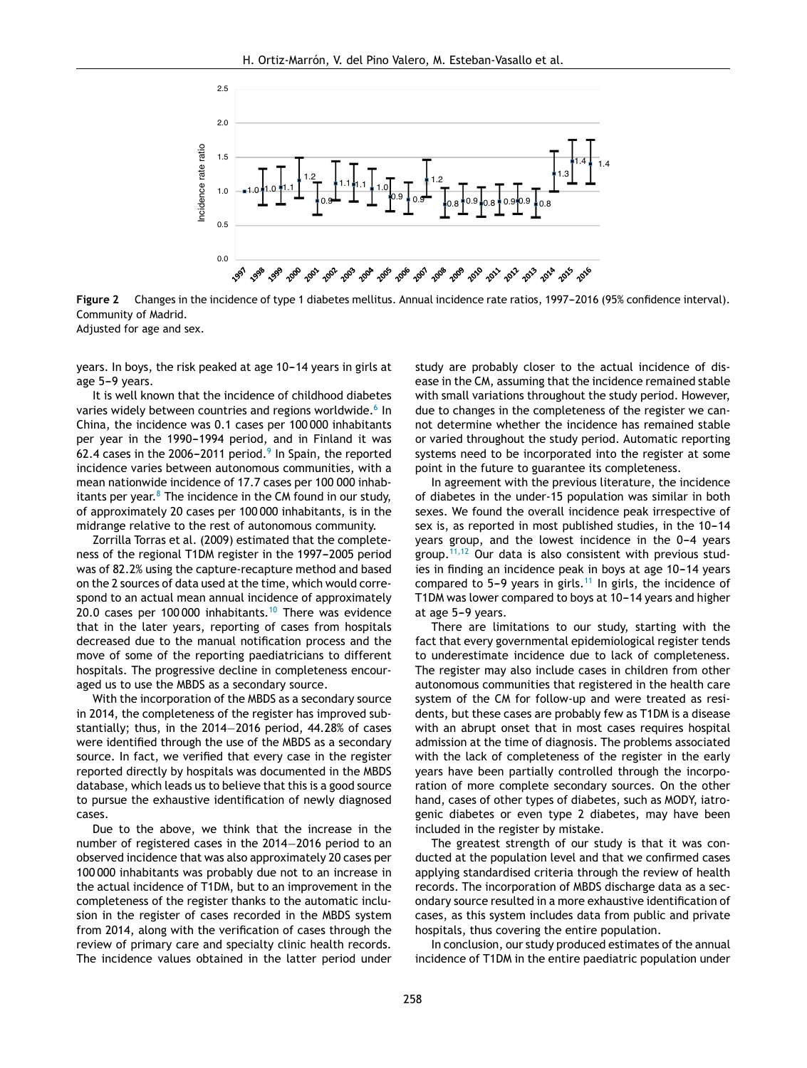**Figure 2** Changes in the incidence of type 1 diabetes mellitus. Annual incidence rate ratios, 1997–2016 (95% confidence interval). Community of Madrid.
Adjusted for age and sex.

years. In boys, the risk peaked at age 10–14 years in girls at age 5–9 years.

It is well known that the incidence of childhood diabetes varies widely between countries and regions worldwide.[6] In China, the incidence was 0.1 cases per 100 000 inhabitants per year in the 1990–1994 period, and in Finland it was 62.4 cases in the 2006–2011 period.[9] In Spain, the reported incidence varies between autonomous communities, with a mean nationwide incidence of 17.7 cases per 100 000 inhabitants per year.[8] The incidence in the CM found in our study, of approximately 20 cases per 100 000 inhabitants, is in the midrange relative to the rest of autonomous community.

Zorrilla Torras et al. (2009) estimated that the completeness of the regional T1DM register in the 1997–2005 period was of 82.2% using the capture-recapture method and based on the 2 sources of data used at the time, which would correspond to an actual mean annual incidence of approximately 20.0 cases per 100 000 inhabitants.[10] There was evidence that in the later years, reporting of cases from hospitals decreased due to the manual notification process and the move of some of the reporting paediatricians to different hospitals. The progressive decline in completeness encouraged us to use the MBDS as a secondary source.

With the incorporation of the MBDS as a secondary source in 2014, the completeness of the register has improved substantially; thus, in the 2014–2016 period, 44.28% of cases were identified through the use of the MBDS as a secondary source. In fact, we verified that every case in the register reported directly by hospitals was documented in the MBDS database, which leads us to believe that this is a good source to pursue the exhaustive identification of newly diagnosed cases.

Due to the above, we think that the increase in the number of registered cases in the 2014–2016 period to an observed incidence that was also approximately 20 cases per 100 000 inhabitants was probably due not to an increase in the actual incidence of T1DM, but to an improvement in the completeness of the register thanks to the automatic inclusion in the register of cases recorded in the MBDS system from 2014, along with the verification of cases through the review of primary care and specialty clinic health records. The incidence values obtained in the latter period under study are probably closer to the actual incidence of disease in the CM, assuming that the incidence remained stable with small variations throughout the study period. However, due to changes in the completeness of the register we cannot determine whether the incidence has remained stable or varied throughout the study period. Automatic reporting systems need to be incorporated into the register at some point in the future to guarantee its completeness.

In agreement with the previous literature, the incidence of diabetes in the under-15 population was similar in both sexes. We found the overall incidence peak irrespective of sex is, as reported in most published studies, in the 10–14 years group, and the lowest incidence in the 0–4 years group.[11,12] Our data is also consistent with previous studies in finding an incidence peak in boys at age 10–14 years compared to 5–9 years in girls.[11] In girls, the incidence of T1DM was lower compared to boys at 10–14 years and higher at age 5–9 years.

There are limitations to our study, starting with the fact that every governmental epidemiological register tends to underestimate incidence due to lack of completeness. The register may also include cases in children from other autonomous communities that registered in the health care system of the CM for follow-up and were treated as residents, but these cases are probably few as T1DM is a disease with an abrupt onset that in most cases requires hospital admission at the time of diagnosis. The problems associated with the lack of completeness of the register in the early years have been partially controlled through the incorporation of more complete secondary sources. On the other hand, cases of other types of diabetes, such as MODY, iatrogenic diabetes or even type 2 diabetes, may have been included in the register by mistake.

The greatest strength of our study is that it was conducted at the population level and that we confirmed cases applying standardised criteria through the review of health records. The incorporation of MBDS discharge data as a secondary source resulted in a more exhaustive identification of cases, as this system includes data from public and private hospitals, thus covering the entire population.

In conclusion, our study produced estimates of the annual incidence of T1DM in the entire paediatric population under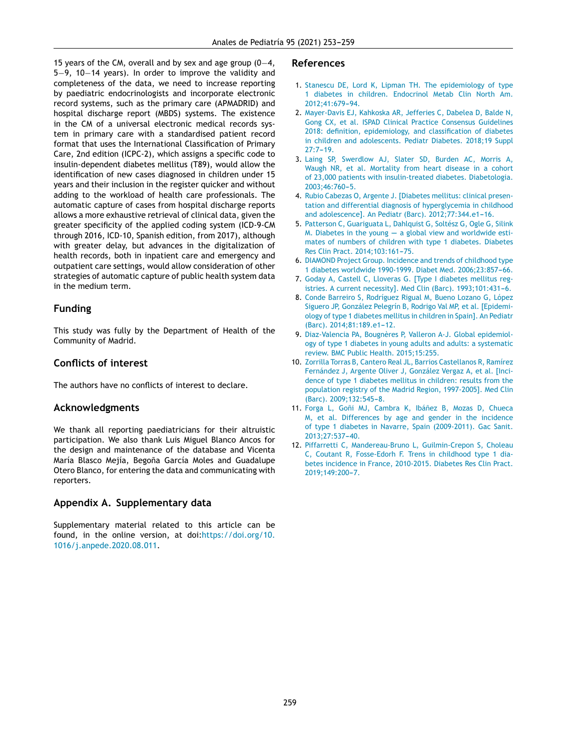15 years of the CM, overall and by sex and age group (0—4, 5—9, 10—14 years). In order to improve the validity and completeness of the data, we need to increase reporting by paediatric endocrinologists and incorporate electronic record systems, such as the primary care (APMADRID) and hospital discharge report (MBDS) systems. The existence in the CM of a universal electronic medical records system in primary care with a standardised patient record format that uses the International Classification of Primary Care, 2nd edition (ICPC-2), which assigns a specific code to insulin-dependent diabetes mellitus (T89), would allow the identification of new cases diagnosed in children under 15 years and their inclusion in the register quicker and without adding to the workload of health care professionals. The automatic capture of cases from hospital discharge reports allows a more exhaustive retrieval of clinical data, given the greater specificity of the applied coding system (ICD-9-CM through 2016, ICD-10, Spanish edition, from 2017), although with greater delay, but advances in the digitalization of health records, both in inpatient care and emergency and outpatient care settings, would allow consideration of other strategies of automatic capture of public health system data in the medium term.

## Funding

This study was fully by the Department of Health of the Community of Madrid.

## Conflicts of interest

The authors have no conflicts of interest to declare.

## Acknowledgments

We thank all reporting paediatricians for their altruistic participation. We also thank Luis Miguel Blanco Ancos for the design and maintenance of the database and Vicenta María Blasco Mejía, Begoña García Moles and Guadalupe Otero Blanco, for entering the data and communicating with reporters.

## Appendix A. Supplementary data

Supplementary material related to this article can be found, in the online version, at doi:https://doi.org/10.1016/j.anpede.2020.08.011.

## References

1. Stanescu DE, Lord K, Lipman TH. The epidemiology of type 1 diabetes in children. Endocrinol Metab Clin North Am. 2012;41:679–94.
2. Mayer-Davis EJ, Kahkoska AR, Jefferies C, Dabelea D, Balde N, Gong CX, et al. ISPAD Clinical Practice Consensus Guidelines 2018: definition, epidemiology, and classification of diabetes in children and adolescents. Pediatr Diabetes. 2018;19 Suppl 27:7–19.
3. Laing SP, Swerdlow AJ, Slater SD, Burden AC, Morris A, Waugh NR, et al. Mortality from heart disease in a cohort of 23,000 patients with insulin-treated diabetes. Diabetologia. 2003;46:760–5.
4. Rubio Cabezas O, Argente J. [Diabetes mellitus: clinical presentation and differential diagnosis of hyperglycemia in childhood and adolescence]. An Pediatr (Barc). 2012;77:344.e1–16.
5. Patterson C, Guariguata L, Dahlquist G, Soltész G, Ogle G, Silink M. Diabetes in the young — a global view and worldwide estimates of numbers of children with type 1 diabetes. Diabetes Res Clin Pract. 2014;103:161–75.
6. DIAMOND Project Group. Incidence and trends of childhood type 1 diabetes worldwide 1990-1999. Diabet Med. 2006;23:857–66.
7. Goday A, Castell C, Lloveras G. [Type I diabetes mellitus registries. A current necessity]. Med Clin (Barc). 1993;101:431–6.
8. Conde Barreiro S, Rodríguez Rigual M, Bueno Lozano G, López Siguero JP, González Pelegrín B, Rodrigo Val MP, et al. [Epidemiology of type 1 diabetes mellitus in children in Spain]. An Pediatr (Barc). 2014;81:189.e1–12.
9. Diaz-Valencia PA, Bougnères P, Valleron A-J. Global epidemiology of type 1 diabetes in young adults and adults: a systematic review. BMC Public Health. 2015;15:255.
10. Zorrilla Torras B, Cantero Real JL, Barrios Castellanos R, Ramírez Fernández J, Argente Oliver J, González Vergaz A, et al. [Incidence of type 1 diabetes mellitus in children: results from the population registry of the Madrid Region, 1997-2005]. Med Clin (Barc). 2009;132:545–8.
11. Forga L, Goñi MJ, Cambra K, Ibáñez B, Mozas D, Chueca M, et al. Differences by age and gender in the incidence of type 1 diabetes in Navarre, Spain (2009-2011). Gac Sanit. 2013;27:537–40.
12. Piffarretti C, Mandereau-Bruno L, Guilmin-Crepon S, Choleau C, Coutant R, Fosse-Edorh F. Trens in childhood type 1 diabetes incidence in France, 2010-2015. Diabetes Res Clin Pract. 2019;149:200–7.